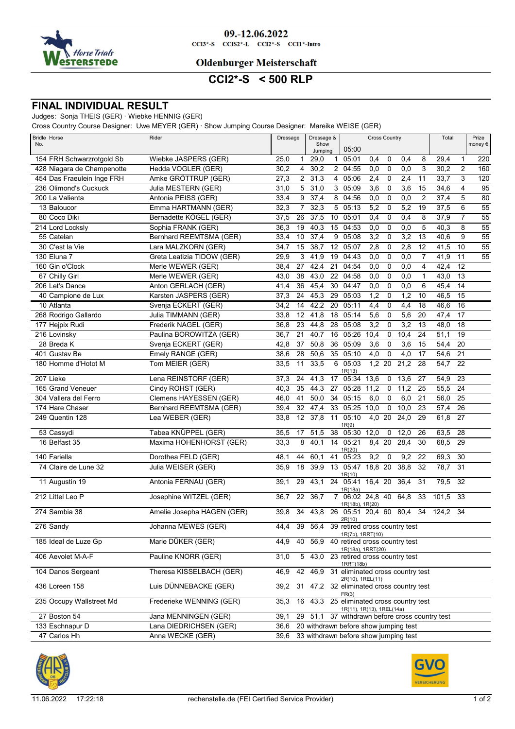09.-12.06.2022

CCI3*-S CCIS2*-L CCI2*-S CCI1*-Intro

Oldenburger Meisterschaft

# CCI2*-S < 500 RLP

## FINAL INDIVIDUAL RESULT

Judges: Sonja THEIS (GER) · Wiebke HENNIG (GER)

Cross Country Course Designer: Uwe MEYER (GER) · Show Jumping Course Designer: Mareike WEISE (GER)

| Bridle No. | Horse | Rider | Dressage | | Dressage & Show Jumping | | Cross Country 05:00 | | | | | Total | | Prize money € |
|---|---|---|---|---|---|---|---|---|---|---|---|---|---|---|
| 154 | FRH Schwarzrotgold Sb | Wiebke JASPERS (GER) | 25,0 | 1 | 29,0 | 1 | 05:01 | 0,4 | 0 | 0,4 | 8 | 29,4 | 1 | 220 |
| 428 | Niagara de Champenotte | Hedda VOGLER (GER) | 30,2 | 4 | 30,2 | 2 | 04:55 | 0,0 | 0 | 0,0 | 3 | 30,2 | 2 | 160 |
| 454 | Das Fraeulein Inge FRH | Amke GRÖTTRUP (GER) | 27,3 | 2 | 31,3 | 4 | 05:06 | 2,4 | 0 | 2,4 | 11 | 33,7 | 3 | 120 |
| 236 | Olimond's Cuckuck | Julia MESTERN (GER) | 31,0 | 5 | 31,0 | 3 | 05:09 | 3,6 | 0 | 3,6 | 15 | 34,6 | 4 | 95 |
| 200 | La Valienta | Antonia PEISS (GER) | 33,4 | 9 | 37,4 | 8 | 04:56 | 0,0 | 0 | 0,0 | 2 | 37,4 | 5 | 80 |
| 13 | Baloucor | Emma HARTMANN (GER) | 32,3 | 7 | 32,3 | 5 | 05:13 | 5,2 | 0 | 5,2 | 19 | 37,5 | 6 | 55 |
| 80 | Coco Diki | Bernadette KÖGEL (GER) | 37,5 | 26 | 37,5 | 10 | 05:01 | 0,4 | 0 | 0,4 | 8 | 37,9 | 7 | 55 |
| 214 | Lord Locksly | Sophia FRANK (GER) | 36,3 | 19 | 40,3 | 15 | 04:53 | 0,0 | 0 | 0,0 | 5 | 40,3 | 8 | 55 |
| 55 | Catelan | Bernhard REEMTSMA (GER) | 33,4 | 10 | 37,4 | 9 | 05:08 | 3,2 | 0 | 3,2 | 13 | 40,6 | 9 | 55 |
| 30 | C'est la Vie | Lara MALZKORN (GER) | 34,7 | 15 | 38,7 | 12 | 05:07 | 2,8 | 0 | 2,8 | 12 | 41,5 | 10 | 55 |
| 130 | Eluna 7 | Greta Leatizia TIDOW (GER) | 29,9 | 3 | 41,9 | 19 | 04:43 | 0,0 | 0 | 0,0 | 7 | 41,9 | 11 | 55 |
| 160 | Gin o'Clock | Merle WEWER (GER) | 38,4 | 27 | 42,4 | 21 | 04:54 | 0,0 | 0 | 0,0 | 4 | 42,4 | 12 | |
| 67 | Chilly Girl | Merle WEWER (GER) | 43,0 | 38 | 43,0 | 22 | 04:58 | 0,0 | 0 | 0,0 | 1 | 43,0 | 13 | |
| 206 | Let's Dance | Anton GERLACH (GER) | 41,4 | 36 | 45,4 | 30 | 04:47 | 0,0 | 0 | 0,0 | 6 | 45,4 | 14 | |
| 40 | Campione de Lux | Karsten JASPERS (GER) | 37,3 | 24 | 45,3 | 29 | 05:03 | 1,2 | 0 | 1,2 | 10 | 46,5 | 15 | |
| 10 | Atlanta | Svenja ECKERT (GER) | 34,2 | 14 | 42,2 | 20 | 05:11 | 4,4 | 0 | 4,4 | 18 | 46,6 | 16 | |
| 268 | Rodrigo Gallardo | Julia TIMMANN (GER) | 33,8 | 12 | 41,8 | 18 | 05:14 | 5,6 | 0 | 5,6 | 20 | 47,4 | 17 | |
| 177 | Hejpix Rudi | Frederik NAGEL (GER) | 36,8 | 23 | 44,8 | 28 | 05:08 | 3,2 | 0 | 3,2 | 13 | 48,0 | 18 | |
| 216 | Lovinsky | Paulina BOROWITZA (GER) | 36,7 | 21 | 40,7 | 16 | 05:26 | 10,4 | 0 | 10,4 | 24 | 51,1 | 19 | |
| 28 | Breda K | Svenja ECKERT (GER) | 42,8 | 37 | 50,8 | 36 | 05:09 | 3,6 | 0 | 3,6 | 15 | 54,4 | 20 | |
| 401 | Gustav Be | Emely RANGE (GER) | 38,6 | 28 | 50,6 | 35 | 05:10 | 4,0 | 0 | 4,0 | 17 | 54,6 | 21 | |
| 180 | Homme d'Hotot M | Tom MEIER (GER) | 33,5 | 11 | 33,5 | 6 | 05:03 1R(13) | 1,2 | 20 | 21,2 | 28 | 54,7 | 22 | |
| 207 | Lieke | Lena REINSTORF (GER) | 37,3 | 24 | 41,3 | 17 | 05:34 | 13,6 | 0 | 13,6 | 27 | 54,9 | 23 | |
| 165 | Grand Veneuer | Cindy ROHST (GER) | 40,3 | 35 | 44,3 | 27 | 05:28 | 11,2 | 0 | 11,2 | 25 | 55,5 | 24 | |
| 304 | Vallera del Ferro | Clemens HAYESSEN (GER) | 46,0 | 41 | 50,0 | 34 | 05:15 | 6,0 | 0 | 6,0 | 21 | 56,0 | 25 | |
| 174 | Hare Chaser | Bernhard REEMTSMA (GER) | 39,4 | 32 | 47,4 | 33 | 05:25 | 10,0 | 0 | 10,0 | 23 | 57,4 | 26 | |
| 249 | Quentin 128 | Lea WEBER (GER) | 33,8 | 12 | 37,8 | 11 | 05:10 1R(9) | 4,0 | 20 | 24,0 | 29 | 61,8 | 27 | |
| 53 | Cassydi | Tabea KNÜPPEL (GER) | 35,5 | 17 | 51,5 | 38 | 05:30 | 12,0 | 0 | 12,0 | 26 | 63,5 | 28 | |
| 16 | Belfast 35 | Maxima HOHENHORST (GER) | 33,3 | 8 | 40,1 | 14 | 05:21 1R(20) | 8,4 | 20 | 28,4 | 30 | 68,5 | 29 | |
| 140 | Fariella | Dorothea FELD (GER) | 48,1 | 44 | 60,1 | 41 | 05:23 | 9,2 | 0 | 9,2 | 22 | 69,3 | 30 | |
| 74 | Claire de Lune 32 | Julia WEISER (GER) | 35,9 | 18 | 39,9 | 13 | 05:47 1R(10) | 18,8 | 20 | 38,8 | 32 | 78,7 | 31 | |
| 11 | Augustin 19 | Antonia FERNAU (GER) | 39,1 | 29 | 43,1 | 24 | 05:41 1R(18a) | 16,4 | 20 | 36,4 | 31 | 79,5 | 32 | |
| 212 | Littel Leo P | Josephine WITZEL (GER) | 36,7 | 22 | 36,7 | 7 | 06:02 1R(18b), 1R(20) | 24,8 | 40 | 64,8 | 33 | 101,5 | 33 | |
| 274 | Sambia 38 | Amelie Josepha HAGEN (GER) | 39,8 | 34 | 43,8 | 26 | 05:51 2R(10) | 20,4 | 60 | 80,4 | 34 | 124,2 | 34 | |
| 276 | Sandy | Johanna MEWES (GER) | 44,4 | 39 | 56,4 | 39 | retired cross country test 1R(7b), 1RRT(10) | | | | | | | |
| 185 | Ideal de Luze Gp | Marie DÜKER (GER) | 44,9 | 40 | 56,9 | 40 | retired cross country test 1R(18a), 1RRT(20) | | | | | | | |
| 406 | Aevolet M-A-F | Pauline KNORR (GER) | 31,0 | 5 | 43,0 | 23 | retired cross country test 1RRT(18b) | | | | | | | |
| 104 | Danos Sergeant | Theresa KISSELBACH (GER) | 46,9 | 42 | 46,9 | 31 | eliminated cross country test 2R(10), 1REL(11) | | | | | | | |
| 436 | Loreen 158 | Luis DÜNNEBACKE (GER) | 39,2 | 31 | 47,2 | 32 | eliminated cross country test FR(3) | | | | | | | |
| 235 | Occupy Wallstreet Md | Frederieke WENNING (GER) | 35,3 | 16 | 43,3 | 25 | eliminated cross country test 1R(11), 1R(13), 1REL(14a) | | | | | | | |
| 27 | Boston 54 | Jana MENNINGEN (GER) | 39,1 | 29 | 51,1 | 37 | withdrawn before cross country test | | | | | | | |
| 133 | Eschnapur D | Lana DIEDRICHSEN (GER) | 36,6 | 20 | withdrawn before show jumping test | | | | | | | | | |
| 47 | Carlos Hh | Anna WECKE (GER) | 39,6 | 33 | withdrawn before show jumping test | | | | | | | | | |

11.06.2022 17:22:18 rechenstelle.de (FEI Certified Service Provider)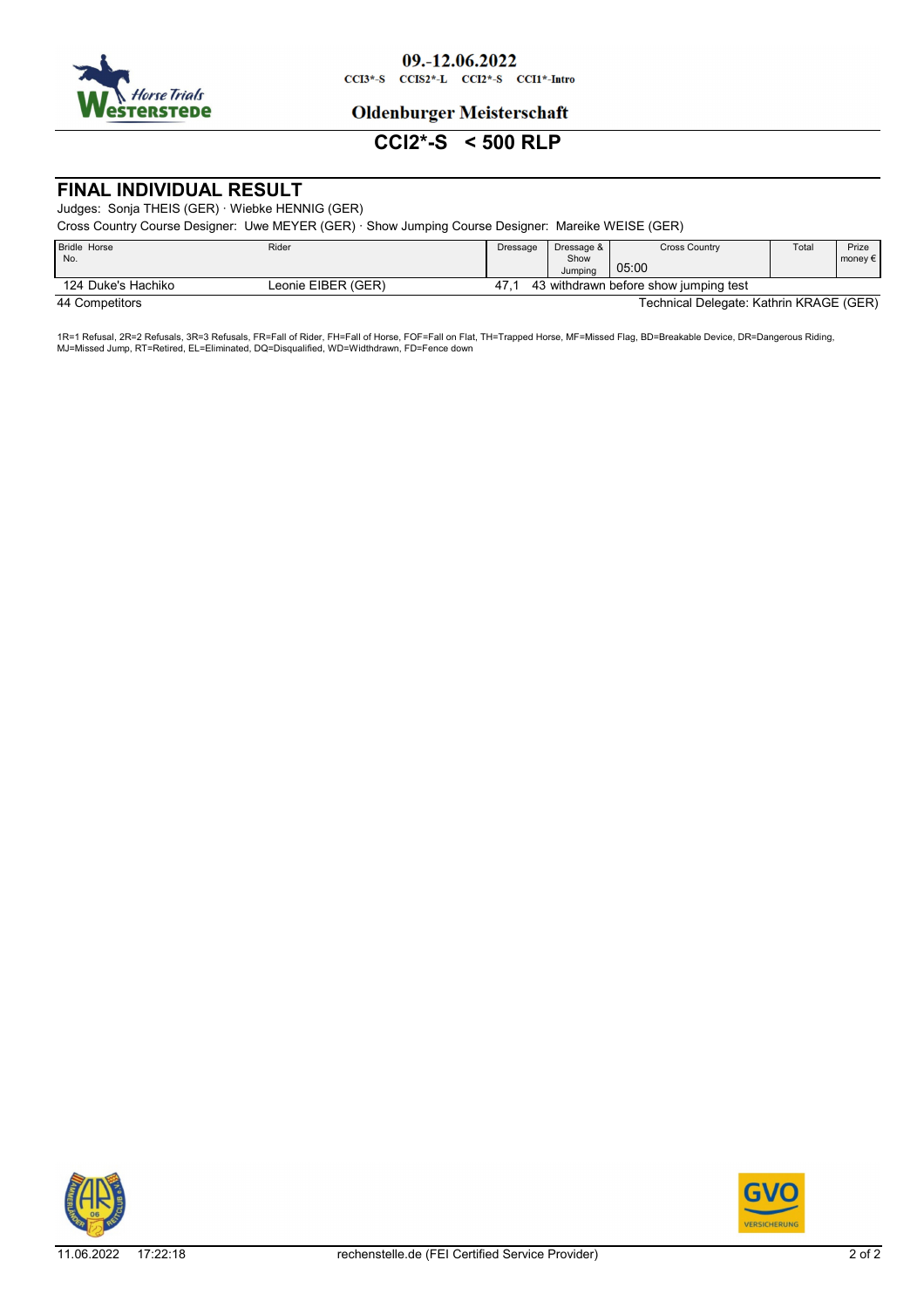09.-12.06.2022

CCI3*-S CCIS2*-L CCI2*-S CCI1*-Intro

Oldenburger Meisterschaft

# CCI2*-S < 500 RLP

## FINAL INDIVIDUAL RESULT

Judges: Sonja THEIS (GER) · Wiebke HENNIG (GER)

Cross Country Course Designer: Uwe MEYER (GER) · Show Jumping Course Designer: Mareike WEISE (GER)

| Bridle No. | Horse | Rider | Dressage | Dressage & Show Jumping | Cross Country 05:00 | Total | Prize money € |
|---|---|---|---|---|---|---|---|
| 124 | Duke's Hachiko | Leonie EIBER (GER) | 47,1 | 43 withdrawn before show jumping test | | | |

44 Competitors

Technical Delegate: Kathrin KRAGE (GER)

1R=1 Refusal, 2R=2 Refusals, 3R=3 Refusals, FR=Fall of Rider, FH=Fall of Horse, FOF=Fall on Flat, TH=Trapped Horse, MF=Missed Flag, BD=Breakable Device, DR=Dangerous Riding, MJ=Missed Jump, RT=Retired, EL=Eliminated, DQ=Disqualified, WD=Widthdrawn, FD=Fence down

11.06.2022 17:22:18 rechenstelle.de (FEI Certified Service Provider)